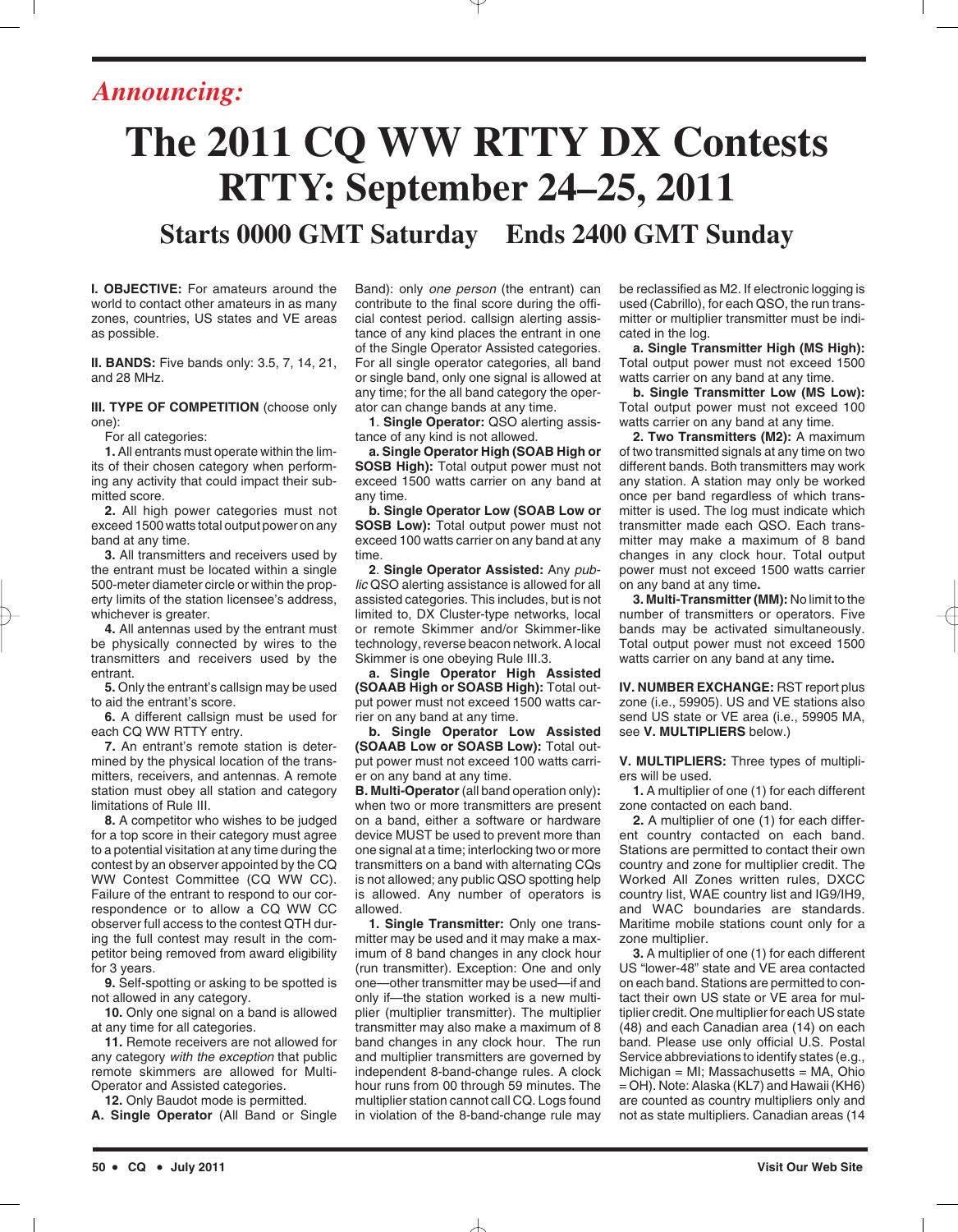*Announcing:*

# The 2011 CQ WW RTTY DX Contests
# RTTY: September 24–25, 2011

## Starts 0000 GMT Saturday    Ends 2400 GMT Sunday

**I. OBJECTIVE:** For amateurs around the world to contact other amateurs in as many zones, countries, US states and VE areas as possible.

**II. BANDS:** Five bands only: 3.5, 7, 14, 21, and 28 MHz.

**III. TYPE OF COMPETITION** (choose only one):

For all categories:

**1.** All entrants must operate within the limits of their chosen category when performing any activity that could impact their submitted score.

**2.** All high power categories must not exceed 1500 watts total output power on any band at any time.

**3.** All transmitters and receivers used by the entrant must be located within a single 500-meter diameter circle or within the property limits of the station licensee's address, whichever is greater.

**4.** All antennas used by the entrant must be physically connected by wires to the transmitters and receivers used by the entrant.

**5.** Only the entrant's callsign may be used to aid the entrant's score.

**6.** A different callsign must be used for each CQ WW RTTY entry.

**7.** An entrant's remote station is determined by the physical location of the transmitters, receivers, and antennas. A remote station must obey all station and category limitations of Rule III.

**8.** A competitor who wishes to be judged for a top score in their category must agree to a potential visitation at any time during the contest by an observer appointed by the CQ WW Contest Committee (CQ WW CC). Failure of the entrant to respond to our correspondence or to allow a CQ WW CC observer full access to the contest QTH during the full contest may result in the competitor being removed from award eligibility for 3 years.

**9.** Self-spotting or asking to be spotted is not allowed in any category.

**10.** Only one signal on a band is allowed at any time for all categories.

**11.** Remote receivers are not allowed for any category *with the exception* that public remote skimmers are allowed for Multi-Operator and Assisted categories.

**12.** Only Baudot mode is permitted.

**A. Single Operator** (All Band or Single Band): only *one person* (the entrant) can contribute to the final score during the official contest period. callsign alerting assistance of any kind places the entrant in one of the Single Operator Assisted categories. For all single operator categories, all band or single band, only one signal is allowed at any time; for the all band category the operator can change bands at any time.

**1**. **Single Operator:** QSO alerting assistance of any kind is not allowed.

**a. Single Operator High (SOAB High or SOSB High):** Total output power must not exceed 1500 watts carrier on any band at any time.

**b. Single Operator Low (SOAB Low or SOSB Low):** Total output power must not exceed 100 watts carrier on any band at any time.

**2**. **Single Operator Assisted:** Any *public* QSO alerting assistance is allowed for all assisted categories. This includes, but is not limited to, DX Cluster-type networks, local or remote Skimmer and/or Skimmer-like technology, reverse beacon network. A local Skimmer is one obeying Rule III.3.

**a. Single Operator High Assisted (SOAAB High or SOASB High):** Total output power must not exceed 1500 watts carrier on any band at any time.

**b. Single Operator Low Assisted (SOAAB Low or SOASB Low):** Total output power must not exceed 100 watts carrier on any band at any time.

**B. Multi-Operator** (all band operation only)**:** when two or more transmitters are present on a band, either a software or hardware device MUST be used to prevent more than one signal at a time; interlocking two or more transmitters on a band with alternating CQs is not allowed; any public QSO spotting help is allowed. Any number of operators is allowed.

**1. Single Transmitter:** Only one transmitter may be used and it may make a maximum of 8 band changes in any clock hour (run transmitter). Exception: One and only one—other transmitter may be used—if and only if—the station worked is a new multiplier (multiplier transmitter). The multiplier transmitter may also make a maximum of 8 band changes in any clock hour. The run and multiplier transmitters are governed by independent 8-band-change rules. A clock hour runs from 00 through 59 minutes. The multiplier station cannot call CQ. Logs found in violation of the 8-band-change rule may be reclassified as M2. If electronic logging is used (Cabrillo), for each QSO, the run transmitter or multiplier transmitter must be indicated in the log.

**a. Single Transmitter High (MS High):** Total output power must not exceed 1500 watts carrier on any band at any time.

**b. Single Transmitter Low (MS Low):** Total output power must not exceed 100 watts carrier on any band at any time.

**2. Two Transmitters (M2):** A maximum of two transmitted signals at any time on two different bands. Both transmitters may work any station. A station may only be worked once per band regardless of which transmitter is used. The log must indicate which transmitter made each QSO. Each transmitter may make a maximum of 8 band changes in any clock hour. Total output power must not exceed 1500 watts carrier on any band at any time**.**

**3. Multi-Transmitter (MM):** No limit to the number of transmitters or operators. Five bands may be activated simultaneously. Total output power must not exceed 1500 watts carrier on any band at any time**.**

**IV. NUMBER EXCHANGE:** RST report plus zone (i.e., 59905). US and VE stations also send US state or VE area (i.e., 59905 MA, see **V. MULTIPLIERS** below.)

**V. MULTIPLIERS:** Three types of multipliers will be used.

**1.** A multiplier of one (1) for each different zone contacted on each band.

**2.** A multiplier of one (1) for each different country contacted on each band. Stations are permitted to contact their own country and zone for multiplier credit. The Worked All Zones written rules, DXCC country list, WAE country list and IG9/IH9, and WAC boundaries are standards. Maritime mobile stations count only for a zone multiplier.

**3.** A multiplier of one (1) for each different US "lower-48" state and VE area contacted on each band. Stations are permitted to contact their own US state or VE area for multiplier credit. One multiplier for each US state (48) and each Canadian area (14) on each band. Please use only official U.S. Postal Service abbreviations to identify states (e.g., Michigan = MI; Massachusetts = MA, Ohio = OH). Note: Alaska (KL7) and Hawaii (KH6) are counted as country multipliers only and not as state multipliers. Canadian areas (14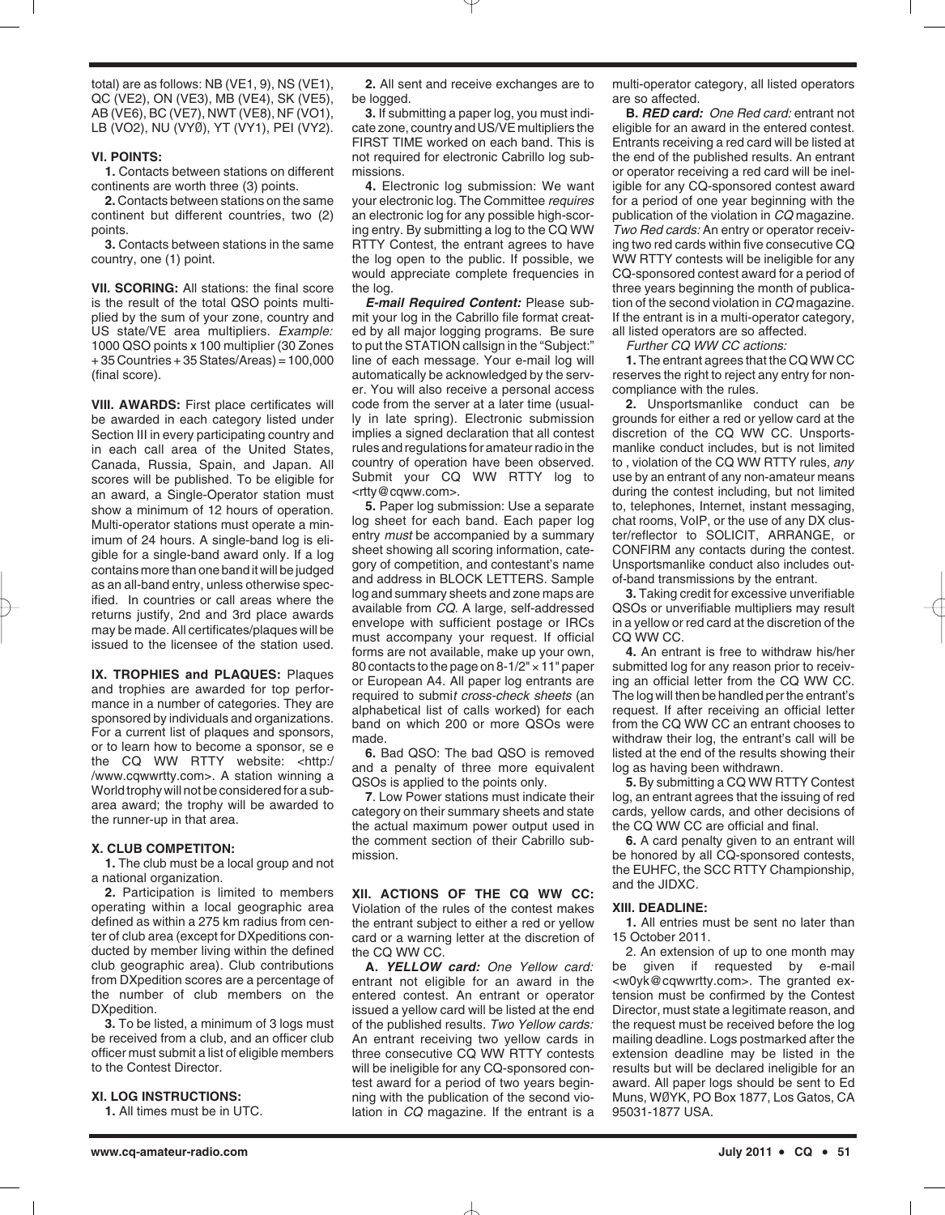total) are as follows: NB (VE1, 9), NS (VE1), QC (VE2), ON (VE3), MB (VE4), SK (VE5), AB (VE6), BC (VE7), NWT (VE8), NF (VO1), LB (VO2), NU (VYØ), YT (VY1), PEI (VY2).

**VI. POINTS:**

**1.** Contacts between stations on different continents are worth three (3) points.

**2.** Contacts between stations on the same continent but different countries, two (2) points.

**3.** Contacts between stations in the same country, one (1) point.

**VII. SCORING:** All stations: the final score is the result of the total QSO points multiplied by the sum of your zone, country and US state/VE area multipliers. *Example:* 1000 QSO points x 100 multiplier (30 Zones + 35 Countries + 35 States/Areas) = 100,000 (final score).

**VIII. AWARDS:** First place certificates will be awarded in each category listed under Section III in every participating country and in each call area of the United States, Canada, Russia, Spain, and Japan. All scores will be published. To be eligible for an award, a Single-Operator station must show a minimum of 12 hours of operation. Multi-operator stations must operate a minimum of 24 hours. A single-band log is eligible for a single-band award only. If a log contains more than one band it will be judged as an all-band entry, unless otherwise specified. In countries or call areas where the returns justify, 2nd and 3rd place awards may be made. All certificates/plaques will be issued to the licensee of the station used.

**IX. TROPHIES and PLAQUES:** Plaques and trophies are awarded for top performance in a number of categories. They are sponsored by individuals and organizations. For a current list of plaques and sponsors, or to learn how to become a sponsor, se e the CQ WW RTTY website: <http://www.cqwwrtty.com>. A station winning a World trophy will not be considered for a subarea award; the trophy will be awarded to the runner-up in that area.

**X. CLUB COMPETITON:**

**1.** The club must be a local group and not a national organization.

**2.** Participation is limited to members operating within a local geographic area defined as within a 275 km radius from center of club area (except for DXpeditions conducted by member living within the defined club geographic area). Club contributions from DXpedition scores are a percentage of the number of club members on the DXpedition.

**3.** To be listed, a minimum of 3 logs must be received from a club, and an officer club officer must submit a list of eligible members to the Contest Director.

**XI. LOG INSTRUCTIONS:**

**1.** All times must be in UTC.

**2.** All sent and receive exchanges are to be logged.

**3.** If submitting a paper log, you must indicate zone, country and US/VE multipliers the FIRST TIME worked on each band. This is not required for electronic Cabrillo log submissions.

**4.** Electronic log submission: We want your electronic log. The Committee *requires* an electronic log for any possible high-scoring entry. By submitting a log to the CQ WW RTTY Contest, the entrant agrees to have the log open to the public. If possible, we would appreciate complete frequencies in the log.

***E-mail Required Content:*** Please submit your log in the Cabrillo file format created by all major logging programs. Be sure to put the STATION callsign in the "Subject:" line of each message. Your e-mail log will automatically be acknowledged by the server. You will also receive a personal access code from the server at a later time (usually in late spring). Electronic submission implies a signed declaration that all contest rules and regulations for amateur radio in the country of operation have been observed. Submit your CQ WW RTTY log to <rtty@cqww.com>.

**5.** Paper log submission: Use a separate log sheet for each band. Each paper log entry *must* be accompanied by a summary sheet showing all scoring information, category of competition, and contestant's name and address in BLOCK LETTERS. Sample log and summary sheets and zone maps are available from *CQ*. A large, self-addressed envelope with sufficient postage or IRCs must accompany your request. If official forms are not available, make up your own, 80 contacts to the page on 8-1/2" × 11" paper or European A4. All paper log entrants are required to submi*t cross-check sheets* (an alphabetical list of calls worked) for each band on which 200 or more QSOs were made.

**6.** Bad QSO: The bad QSO is removed and a penalty of three more equivalent QSOs is applied to the points only.

**7**. Low Power stations must indicate their category on their summary sheets and state the actual maximum power output used in the comment section of their Cabrillo submission.

**XII. ACTIONS OF THE CQ WW CC:** Violation of the rules of the contest makes the entrant subject to either a red or yellow card or a warning letter at the discretion of the CQ WW CC.

**A.** ***YELLOW card:*** *One Yellow card:* entrant not eligible for an award in the entered contest. An entrant or operator issued a yellow card will be listed at the end of the published results. *Two Yellow cards:* An entrant receiving two yellow cards in three consecutive CQ WW RTTY contests will be ineligible for any CQ-sponsored contest award for a period of two years beginning with the publication of the second violation in *CQ* magazine. If the entrant is a multi-operator category, all listed operators are so affected.

**B.** ***RED card:*** *One Red card:* entrant not eligible for an award in the entered contest. Entrants receiving a red card will be listed at the end of the published results. An entrant or operator receiving a red card will be ineligible for any CQ-sponsored contest award for a period of one year beginning with the publication of the violation in *CQ* magazine. *Two Red cards:* An entry or operator receiving two red cards within five consecutive CQ WW RTTY contests will be ineligible for any CQ-sponsored contest award for a period of three years beginning the month of publication of the second violation in *CQ* magazine. If the entrant is in a multi-operator category, all listed operators are so affected.

*Further CQ WW CC actions:*

**1.** The entrant agrees that the CQ WW CC reserves the right to reject any entry for non-compliance with the rules.

**2.** Unsportsmanlike conduct can be grounds for either a red or yellow card at the discretion of the CQ WW CC. Unsportsmanlike conduct includes, but is not limited to , violation of the CQ WW RTTY rules, *any* use by an entrant of any non-amateur means during the contest including, but not limited to, telephones, Internet, instant messaging, chat rooms, VoIP, or the use of any DX cluster/reflector to SOLICIT, ARRANGE, or CONFIRM any contacts during the contest. Unsportsmanlike conduct also includes out-of-band transmissions by the entrant.

**3.** Taking credit for excessive unverifiable QSOs or unverifiable multipliers may result in a yellow or red card at the discretion of the CQ WW CC.

**4.** An entrant is free to withdraw his/her submitted log for any reason prior to receiving an official letter from the CQ WW CC. The log will then be handled per the entrant's request. If after receiving an official letter from the CQ WW CC an entrant chooses to withdraw their log, the entrant's call will be listed at the end of the results showing their log as having been withdrawn.

**5.** By submitting a CQ WW RTTY Contest log, an entrant agrees that the issuing of red cards, yellow cards, and other decisions of the CQ WW CC are official and final.

**6.** A card penalty given to an entrant will be honored by all CQ-sponsored contests, the EUHFC, the SCC RTTY Championship, and the JIDXC.

**XIII. DEADLINE:**

**1.** All entries must be sent no later than 15 October 2011.

2. An extension of up to one month may be given if requested by e-mail <w0yk@cqwwrtty.com>. The granted extension must be confirmed by the Contest Director, must state a legitimate reason, and the request must be received before the log mailing deadline. Logs postmarked after the extension deadline may be listed in the results but will be declared ineligible for an award. All paper logs should be sent to Ed Muns, WØYK, PO Box 1877, Los Gatos, CA 95031-1877 USA.